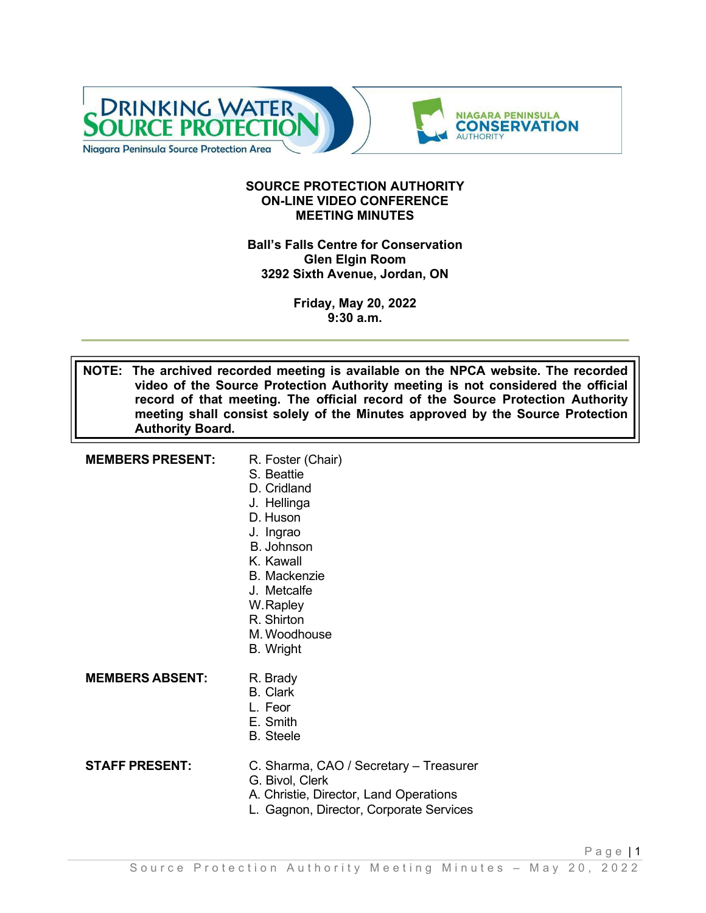# SOURCE PROTECTION AUTHORITY
# ON-LINE VIDEO CONFERENCE
# MEETING MINUTES

**Ball's Falls Centre for Conservation**
**Glen Elgin Room**
**3292 Sixth Avenue, Jordan, ON**

**Friday, May 20, 2022**
**9:30 a.m.**

---

> **NOTE: The archived recorded meeting is available on the NPCA website. The recorded video of the Source Protection Authority meeting is not considered the official record of that meeting. The official record of the Source Protection Authority meeting shall consist solely of the Minutes approved by the Source Protection Authority Board.**

**MEMBERS PRESENT:**

- R. Foster (Chair)
- S. Beattie
- D. Cridland
- J. Hellinga
- D. Huson
- J. Ingrao
- B. Johnson
- K. Kawall
- B. Mackenzie
- J. Metcalfe
- W. Rapley
- R. Shirton
- M. Woodhouse
- B. Wright

**MEMBERS ABSENT:**

- R. Brady
- B. Clark
- L. Feor
- E. Smith
- B. Steele

**STAFF PRESENT:**

- C. Sharma, CAO / Secretary – Treasurer
- G. Bivol, Clerk
- A. Christie, Director, Land Operations
- L. Gagnon, Director, Corporate Services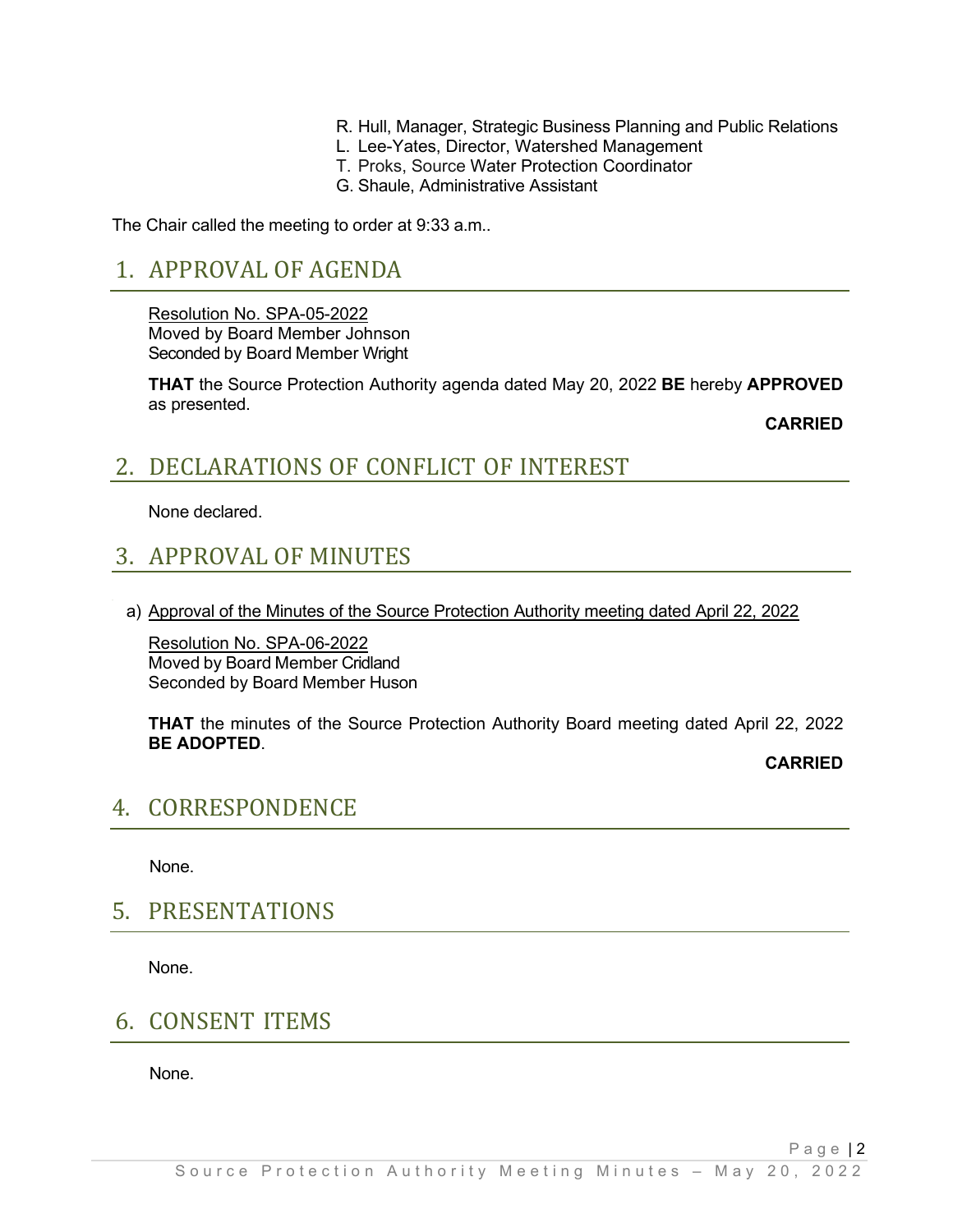R. Hull, Manager, Strategic Business Planning and Public Relations
L. Lee-Yates, Director, Watershed Management
T. Proks, Source Water Protection Coordinator
G. Shaule, Administrative Assistant

The Chair called the meeting to order at 9:33 a.m..

## 1. APPROVAL OF AGENDA

Resolution No. SPA-05-2022
Moved by Board Member Johnson
Seconded by Board Member Wright

**THAT** the Source Protection Authority agenda dated May 20, 2022 **BE** hereby **APPROVED** as presented.

**CARRIED**

## 2. DECLARATIONS OF CONFLICT OF INTEREST

None declared.

## 3. APPROVAL OF MINUTES

a) Approval of the Minutes of the Source Protection Authority meeting dated April 22, 2022

Resolution No. SPA-06-2022
Moved by Board Member Cridland
Seconded by Board Member Huson

**THAT** the minutes of the Source Protection Authority Board meeting dated April 22, 2022 **BE ADOPTED**.

**CARRIED**

## 4. CORRESPONDENCE

None.

## 5. PRESENTATIONS

None.

## 6. CONSENT ITEMS

None.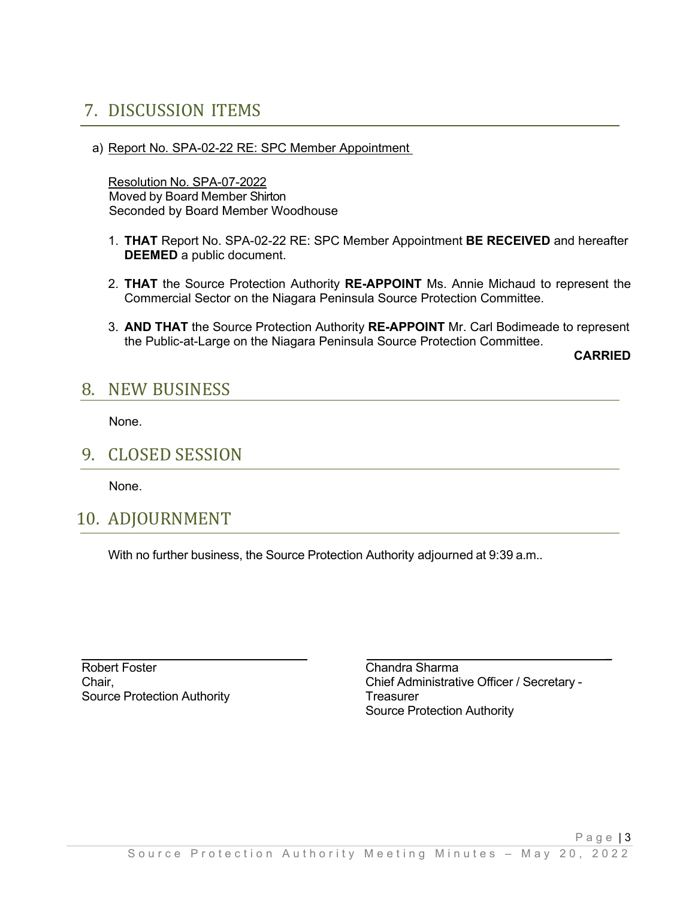# 7. DISCUSSION ITEMS

a) Report No. SPA-02-22 RE: SPC Member Appointment

Resolution No. SPA-07-2022
Moved by Board Member Shirton
Seconded by Board Member Woodhouse

1. **THAT** Report No. SPA-02-22 RE: SPC Member Appointment **BE RECEIVED** and hereafter **DEEMED** a public document.

2. **THAT** the Source Protection Authority **RE-APPOINT** Ms. Annie Michaud to represent the Commercial Sector on the Niagara Peninsula Source Protection Committee.

3. **AND THAT** the Source Protection Authority **RE-APPOINT** Mr. Carl Bodimeade to represent the Public-at-Large on the Niagara Peninsula Source Protection Committee.

**CARRIED**

# 8. NEW BUSINESS

None.

# 9. CLOSED SESSION

None.

# 10. ADJOURNMENT

With no further business, the Source Protection Authority adjourned at 9:39 a.m..

Robert Foster
Chair,
Source Protection Authority

Chandra Sharma
Chief Administrative Officer / Secretary - Treasurer
Source Protection Authority